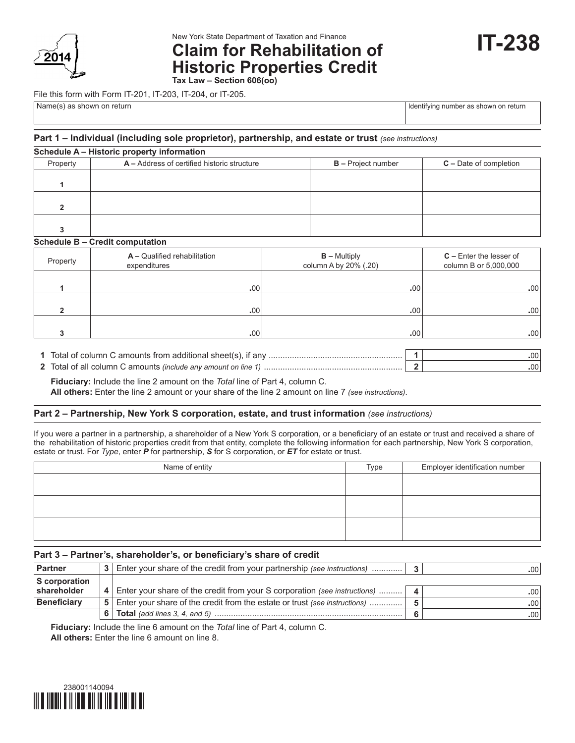New York State Department of Taxation and Finance

# Claim for Rehabilitation of Historic Properties Credit

**IT-238**

2014

**Tax Law – Section 606(oo)**

File this form with Form IT-201, IT-203, IT-204, or IT-205.

| Name(s) as shown on return | Identifying number as shown on return |
|---|---|
| | |

## Part 1 – Individual (including sole proprietor), partnership, and estate or trust *(see instructions)*

### Schedule A – Historic property information

| Property | A – Address of certified historic structure | B – Project number | C – Date of completion |
|---|---|---|---|
| 1 | | | |
| 2 | | | |
| 3 | | | |

### Schedule B – Credit computation

| Property | A – Qualified rehabilitation expenditures | B – Multiply column A by 20% (.20) | C – Enter the lesser of column B or 5,000,000 |
|---|---|---|---|
| 1 | .00 | .00 | .00 |
| 2 | .00 | .00 | .00 |
| 3 | .00 | .00 | .00 |

| | | | |
|---|---|---|---|
| 1 | Total of column C amounts from additional sheet(s), if any | 1 | .00 |
| 2 | Total of all column C amounts *(include any amount on line 1)* | 2 | .00 |

**Fiduciary:** Include the line 2 amount on the *Total* line of Part 4, column C.
**All others:** Enter the line 2 amount or your share of the line 2 amount on line 7 *(see instructions)*.

## Part 2 – Partnership, New York S corporation, estate, and trust information *(see instructions)*

If you were a partner in a partnership, a shareholder of a New York S corporation, or a beneficiary of an estate or trust and received a share of the rehabilitation of historic properties credit from that entity, complete the following information for each partnership, New York S corporation, estate or trust. For *Type*, enter ***P*** for partnership, ***S*** for S corporation, or ***ET*** for estate or trust.

| Name of entity | Type | Employer identification number |
|---|---|---|
| | | |
| | | |
| | | |

## Part 3 – Partner's, shareholder's, or beneficiary's share of credit

| | | | | |
|---|---|---|---|---|
| **Partner** | 3 | Enter your share of the credit from your partnership *(see instructions)* | 3 | .00 |
| **S corporation shareholder** | 4 | Enter your share of the credit from your S corporation *(see instructions)* | 4 | .00 |
| **Beneficiary** | 5 | Enter your share of the credit from the estate or trust *(see instructions)* | 5 | .00 |
| | 6 | **Total** *(add lines 3, 4, and 5)* | 6 | .00 |

**Fiduciary:** Include the line 6 amount on the *Total* line of Part 4, column C.
**All others:** Enter the line 6 amount on line 8.

238001140094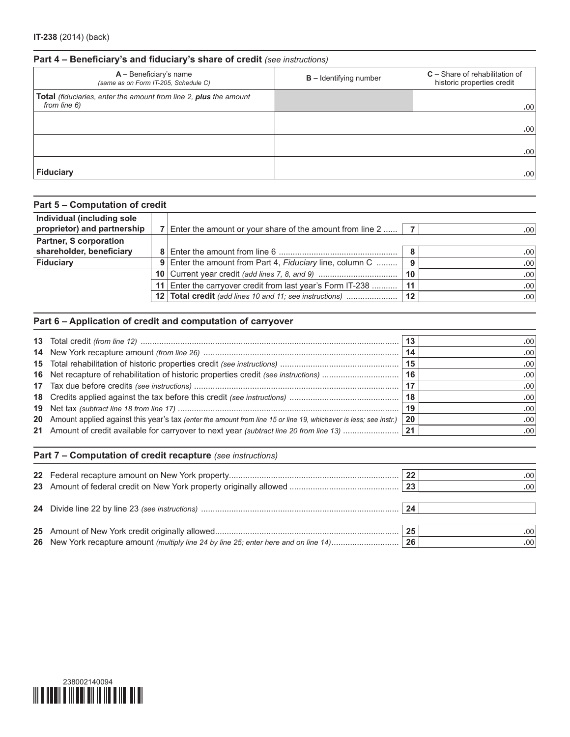## Part 4 – Beneficiary's and fiduciary's share of credit *(see instructions)*

| A – Beneficiary's name *(same as on Form IT-205, Schedule C)* | B – Identifying number | C – Share of rehabilitation of historic properties credit |
|---|---|---|
| **Total** *(fiduciaries, enter the amount from line 2, **plus** the amount from line 6)* | | .00 |
| | | .00 |
| | | .00 |
| **Fiduciary** | | .00 |

## Part 5 – Computation of credit

| | | | | |
|---|---|---|---|---|
| **Individual (including sole proprietor) and partnership** | 7 | Enter the amount or your share of the amount from line 2 | 7 | .00 |
| **Partner, S corporation shareholder, beneficiary** | 8 | Enter the amount from line 6 | 8 | .00 |
| **Fiduciary** | 9 | Enter the amount from Part 4, *Fiduciary* line, column C | 9 | .00 |
| | 10 | Current year credit *(add lines 7, 8, and 9)* | 10 | .00 |
| | 11 | Enter the carryover credit from last year's Form IT-238 | 11 | .00 |
| | 12 | **Total credit** *(add lines 10 and 11; see instructions)* | 12 | .00 |

## Part 6 – Application of credit and computation of carryover

| | | | |
|---|---|---|---|
| 13 | Total credit *(from line 12)* | 13 | .00 |
| 14 | New York recapture amount *(from line 26)* | 14 | .00 |
| 15 | Total rehabilitation of historic properties credit *(see instructions)* | 15 | .00 |
| 16 | Net recapture of rehabilitation of historic properties credit *(see instructions)* | 16 | .00 |
| 17 | Tax due before credits *(see instructions)* | 17 | .00 |
| 18 | Credits applied against the tax before this credit *(see instructions)* | 18 | .00 |
| 19 | Net tax *(subtract line 18 from line 17)* | 19 | .00 |
| 20 | Amount applied against this year's tax *(enter the amount from line 15 or line 19, whichever is less; see instr.)* | 20 | .00 |
| 21 | Amount of credit available for carryover to next year *(subtract line 20 from line 13)* | 21 | .00 |

## Part 7 – Computation of credit recapture *(see instructions)*

| | | | |
|---|---|---|---|
| 22 | Federal recapture amount on New York property | 22 | .00 |
| 23 | Amount of federal credit on New York property originally allowed | 23 | .00 |
| 24 | Divide line 22 by line 23 *(see instructions)* | 24 | |
| 25 | Amount of New York credit originally allowed | 25 | .00 |
| 26 | New York recapture amount *(multiply line 24 by line 25; enter here and on line 14)* | 26 | .00 |

238002140094